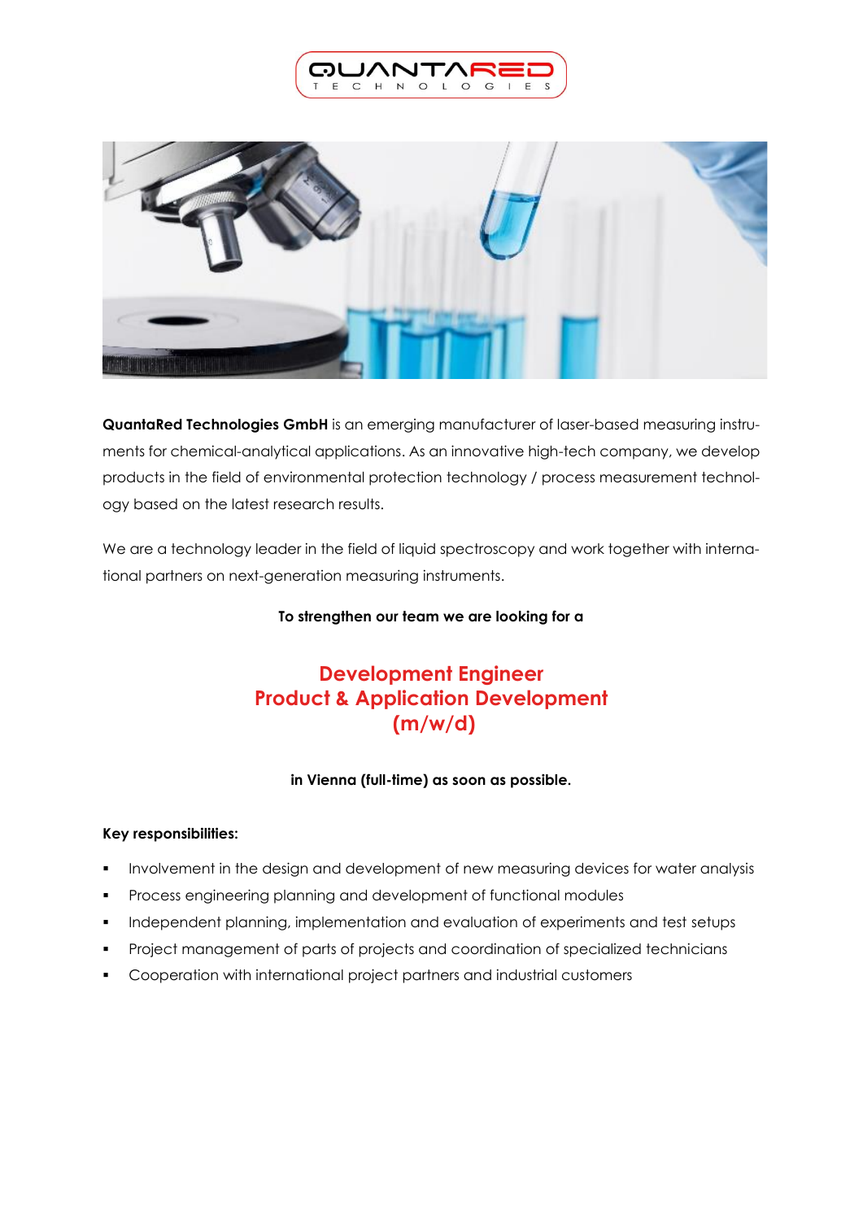**QuantaRed Technologies GmbH** is an emerging manufacturer of laser-based measuring instruments for chemical-analytical applications. As an innovative high-tech company, we develop products in the field of environmental protection technology / process measurement technology based on the latest research results.

We are a technology leader in the field of liquid spectroscopy and work together with international partners on next-generation measuring instruments.

**To strengthen our team we are looking for a**

# Development Engineer
# Product & Application Development
# (m/w/d)

**in Vienna (full-time) as soon as possible.**

**Key responsibilities:**

- Involvement in the design and development of new measuring devices for water analysis
- Process engineering planning and development of functional modules
- Independent planning, implementation and evaluation of experiments and test setups
- Project management of parts of projects and coordination of specialized technicians
- Cooperation with international project partners and industrial customers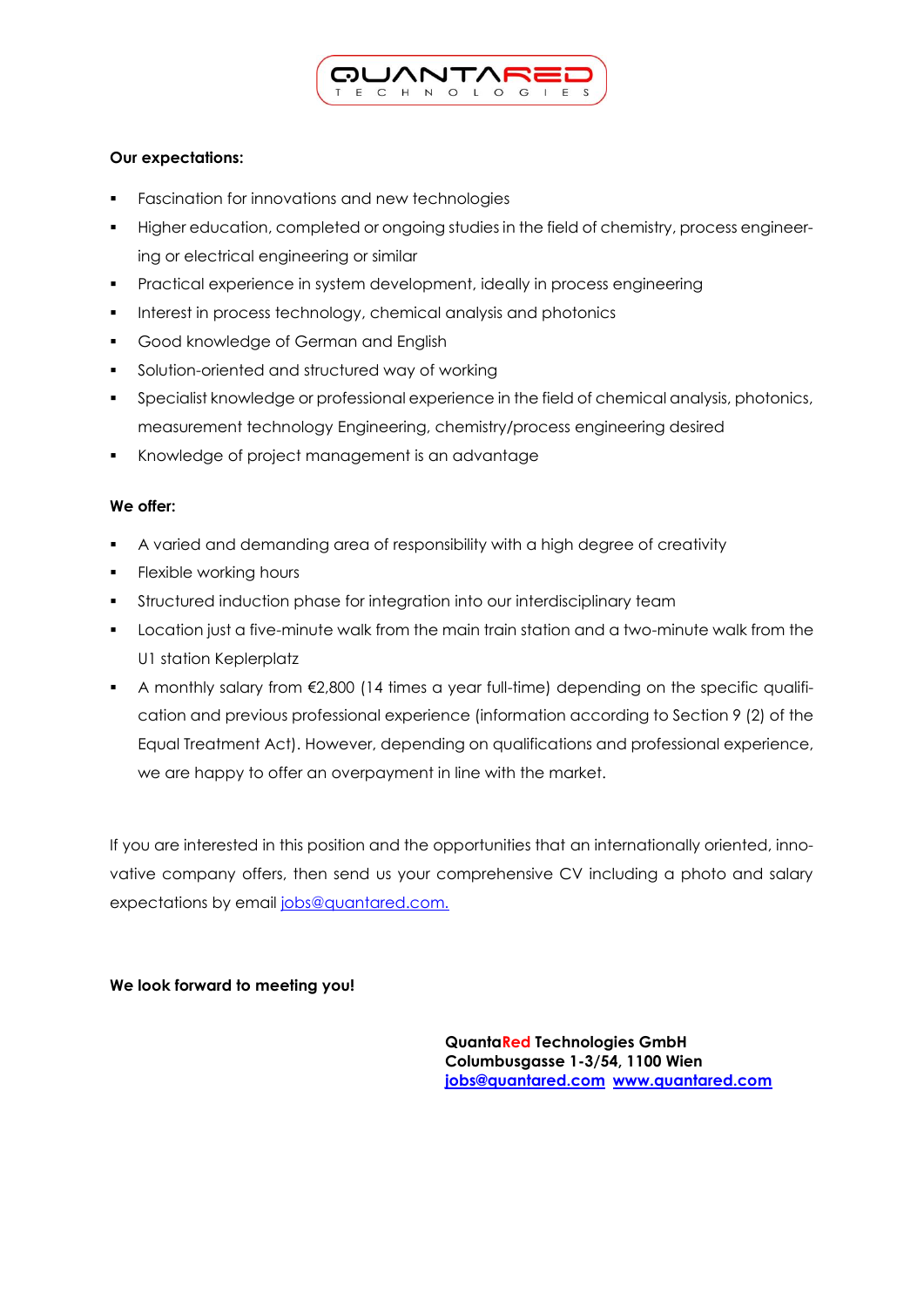**Our expectations:**

- Fascination for innovations and new technologies
- Higher education, completed or ongoing studies in the field of chemistry, process engineering or electrical engineering or similar
- Practical experience in system development, ideally in process engineering
- Interest in process technology, chemical analysis and photonics
- Good knowledge of German and English
- Solution-oriented and structured way of working
- Specialist knowledge or professional experience in the field of chemical analysis, photonics, measurement technology Engineering, chemistry/process engineering desired
- Knowledge of project management is an advantage

**We offer:**

- A varied and demanding area of responsibility with a high degree of creativity
- Flexible working hours
- Structured induction phase for integration into our interdisciplinary team
- Location just a five-minute walk from the main train station and a two-minute walk from the U1 station Keplerplatz
- A monthly salary from €2,800 (14 times a year full-time) depending on the specific qualification and previous professional experience (information according to Section 9 (2) of the Equal Treatment Act). However, depending on qualifications and professional experience, we are happy to offer an overpayment in line with the market.

If you are interested in this position and the opportunities that an internationally oriented, innovative company offers, then send us your comprehensive CV including a photo and salary expectations by email jobs@quantared.com.

**We look forward to meeting you!**

**QuantaRed Technologies GmbH**
**Columbusgasse 1-3/54, 1100 Wien**
**jobs@quantared.com www.quantared.com**